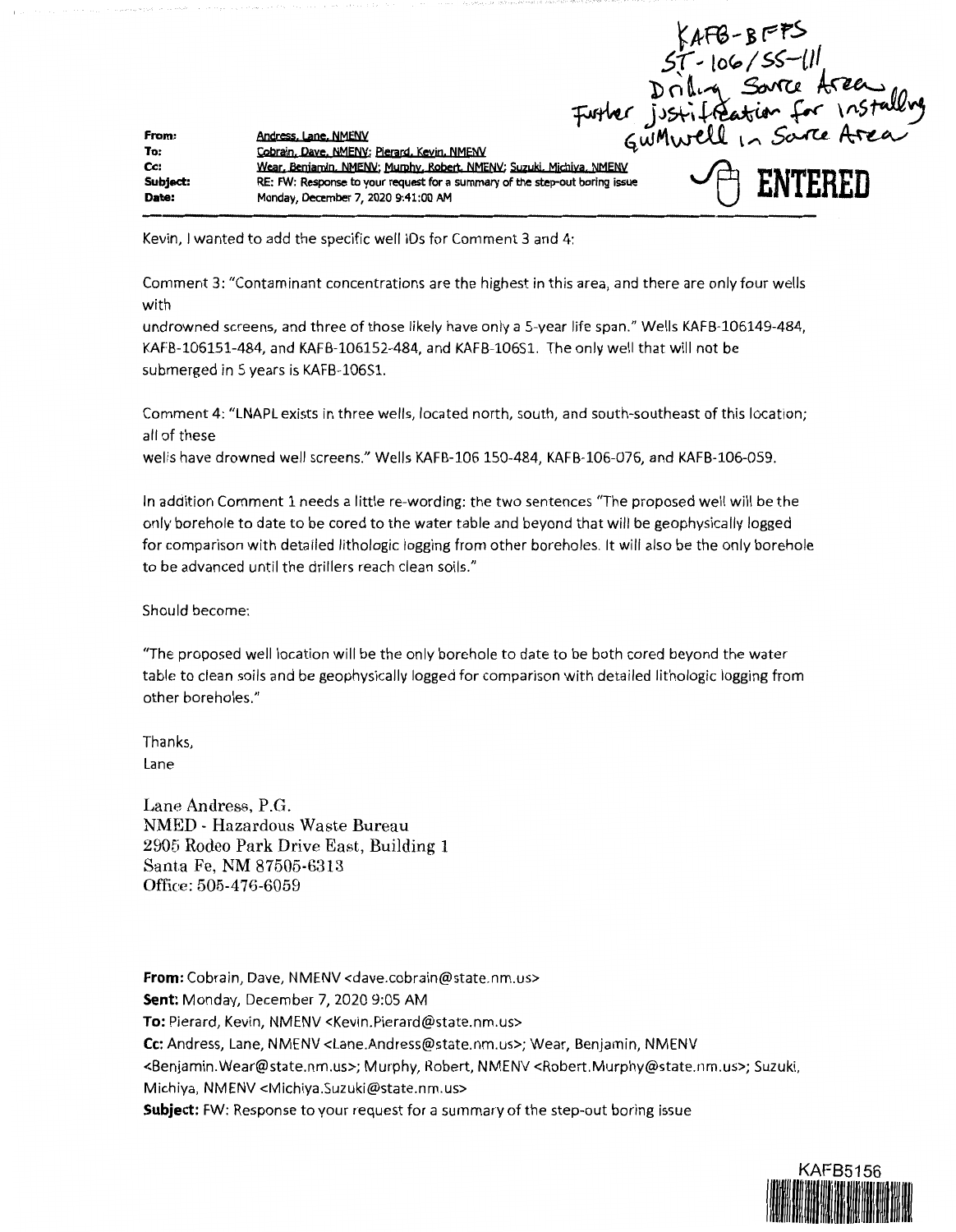KAFB-BFFS
ST-106/SS-111
Drilling Source Area
Further justification for installing GWMwell in Source Area

ENTERED

**From:** Andress, Lane, NMENV
**To:** Cobrain, Dave, NMENV; Pierard, Kevin, NMENV
**Cc:** Wear, Benjamin, NMENV; Murphy, Robert, NMENV; Suzuki, Michiya, NMENV
**Subject:** RE: FW: Response to your request for a summary of the step-out boring issue
**Date:** Monday, December 7, 2020 9:41:00 AM

---

Kevin, I wanted to add the specific well IDs for Comment 3 and 4:

Comment 3: "Contaminant concentrations are the highest in this area, and there are only four wells with
undrowned screens, and three of those likely have only a 5-year life span." Wells KAFB-106149-484, KAFB-106151-484, and KAFB-106152-484, and KAFB-106S1. The only well that will not be submerged in 5 years is KAFB-106S1.

Comment 4: "LNAPL exists in three wells, located north, south, and south-southeast of this location; all of these
wells have drowned well screens." Wells KAFB-106 150-484, KAFB-106-076, and KAFB-106-059.

In addition Comment 1 needs a little re-wording: the two sentences "The proposed well will be the only borehole to date to be cored to the water table and beyond that will be geophysically logged for comparison with detailed lithologic logging from other boreholes. It will also be the only borehole to be advanced until the drillers reach clean soils."

Should become:

"The proposed well location will be the only borehole to date to be both cored beyond the water table to clean soils and be geophysically logged for comparison with detailed lithologic logging from other boreholes."

Thanks,
Lane

Lane Andress, P.G.
NMED - Hazardous Waste Bureau
2905 Rodeo Park Drive East, Building 1
Santa Fe, NM 87505-6313
Office: 505-476-6059

**From:** Cobrain, Dave, NMENV <dave.cobrain@state.nm.us>
**Sent:** Monday, December 7, 2020 9:05 AM
**To:** Pierard, Kevin, NMENV <Kevin.Pierard@state.nm.us>
**Cc:** Andress, Lane, NMENV <Lane.Andress@state.nm.us>; Wear, Benjamin, NMENV <Benjamin.Wear@state.nm.us>; Murphy, Robert, NMENV <Robert.Murphy@state.nm.us>; Suzuki, Michiya, NMENV <Michiya.Suzuki@state.nm.us>
**Subject:** FW: Response to your request for a summary of the step-out boring issue

KAFB5156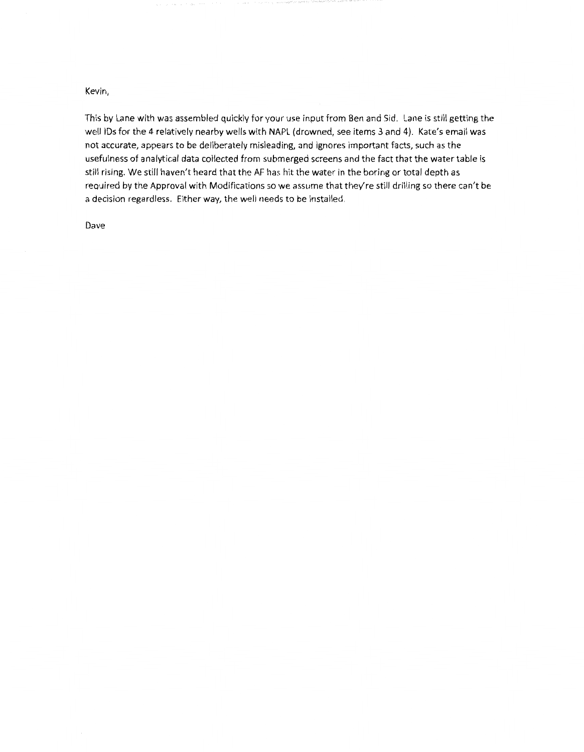Kevin,

This by Lane with was assembled quickly for your use input from Ben and Sid. Lane is still getting the well IDs for the 4 relatively nearby wells with NAPL (drowned, see items 3 and 4). Kate's email was not accurate, appears to be deliberately misleading, and ignores important facts, such as the usefulness of analytical data collected from submerged screens and the fact that the water table is still rising. We still haven't heard that the AF has hit the water in the boring or total depth as required by the Approval with Modifications so we assume that they're still drilling so there can't be a decision regardless. Either way, the well needs to be installed.

Dave